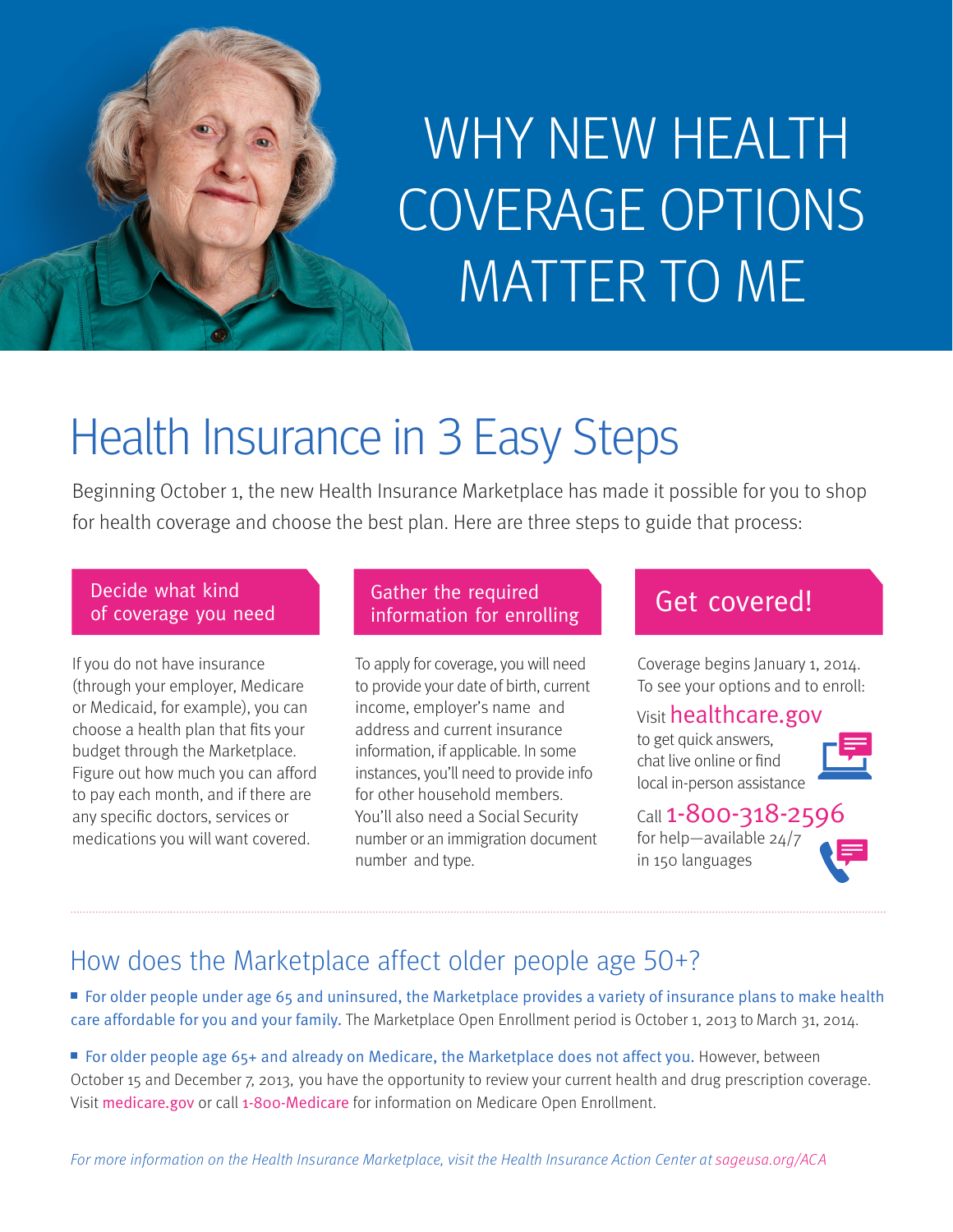# WHY NEW HEALTH COVERAGE OPTIONS MATTER TO ME

## Health Insurance in 3 Easy Steps

Beginning October 1, the new Health Insurance Marketplace has made it possible for you to shop for health coverage and choose the best plan. Here are three steps to guide that process:

### Decide what kind of coverage you need

If you do not have insurance (through your employer, Medicare or Medicaid, for example), you can choose a health plan that fits your budget through the Marketplace. Figure out how much you can afford to pay each month, and if there are any specific doctors, services or medications you will want covered.

### Gather the required information for enrolling

To apply for coverage, you will need to provide your date of birth, current income, employer's name and address and current insurance information, if applicable. In some instances, you'll need to provide info for other household members. You'll also need a Social Security number or an immigration document number and type.

### Get covered!

Coverage begins January 1, 2014. To see your options and to enroll:

Visit **healthcare.gov** to get quick answers, chat live online or find local in-person assistance

Call **1-800-318-2596** for help—available 24/7 in 150 languages

## How does the Marketplace affect older people age 50+?

- **For older people under age 65 and uninsured, the Marketplace provides a variety of insurance plans to make health care affordable for you and your family.** The Marketplace Open Enrollment period is October 1, 2013 to March 31, 2014.
- **For older people age 65+ and already on Medicare, the Marketplace does not affect you.** However, between October 15 and December 7, 2013, you have the opportunity to review your current health and drug prescription coverage. Visit medicare.gov or call 1-800-Medicare for information on Medicare Open Enrollment.

*For more information on the Health Insurance Marketplace, visit the Health Insurance Action Center at sageusa.org/ACA*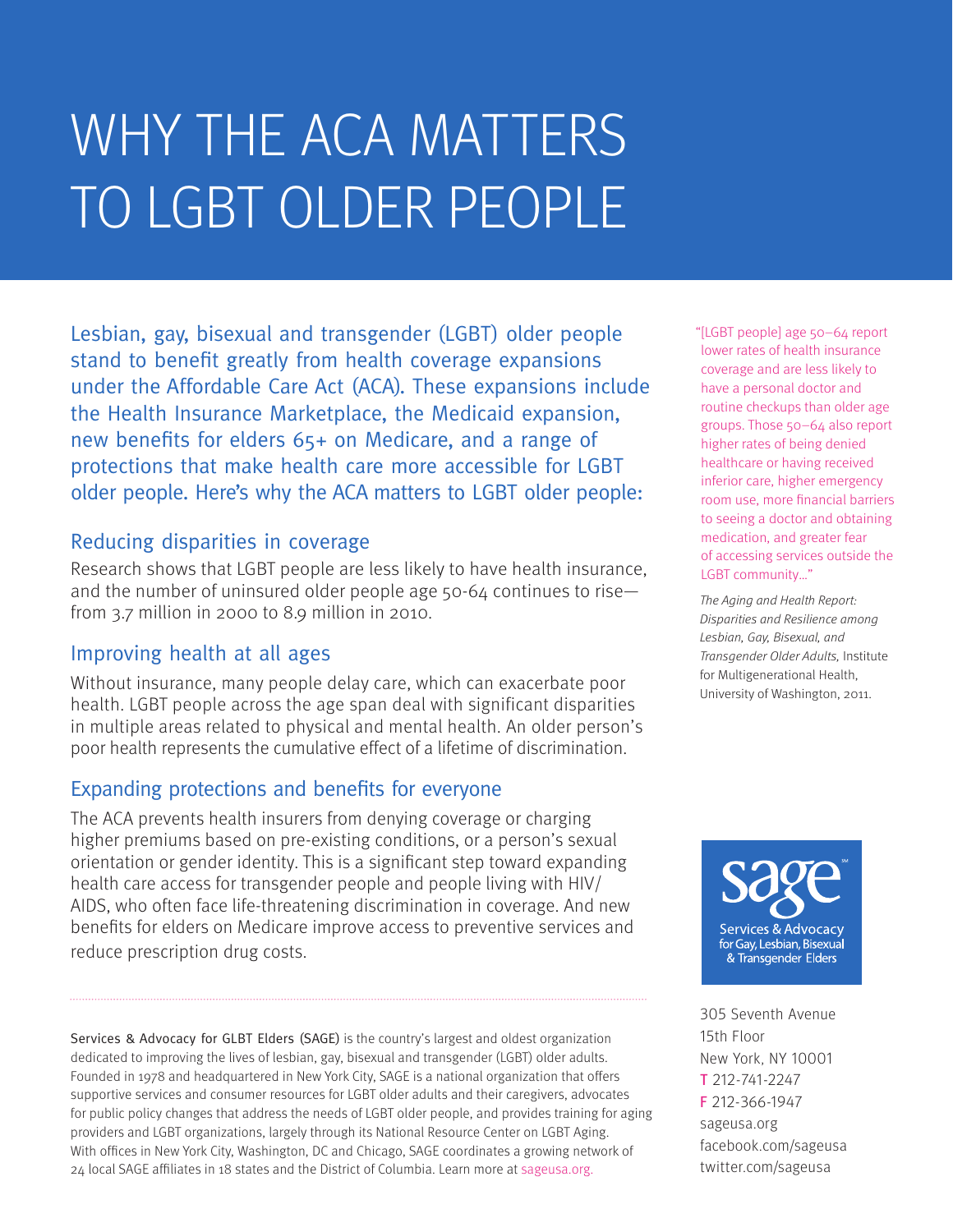# WHY THE ACA MATTERS TO LGBT OLDER PEOPLE

Lesbian, gay, bisexual and transgender (LGBT) older people stand to benefit greatly from health coverage expansions under the Affordable Care Act (ACA). These expansions include the Health Insurance Marketplace, the Medicaid expansion, new benefits for elders 65+ on Medicare, and a range of protections that make health care more accessible for LGBT older people. Here's why the ACA matters to LGBT older people:

## Reducing disparities in coverage

Research shows that LGBT people are less likely to have health insurance, and the number of uninsured older people age 50-64 continues to rise—from 3.7 million in 2000 to 8.9 million in 2010.

## Improving health at all ages

Without insurance, many people delay care, which can exacerbate poor health. LGBT people across the age span deal with significant disparities in multiple areas related to physical and mental health. An older person's poor health represents the cumulative effect of a lifetime of discrimination.

## Expanding protections and benefits for everyone

The ACA prevents health insurers from denying coverage or charging higher premiums based on pre-existing conditions, or a person's sexual orientation or gender identity. This is a significant step toward expanding health care access for transgender people and people living with HIV/AIDS, who often face life-threatening discrimination in coverage. And new benefits for elders on Medicare improve access to preventive services and reduce prescription drug costs.

> "[LGBT people] age 50–64 report lower rates of health insurance coverage and are less likely to have a personal doctor and routine checkups than older age groups. Those 50–64 also report higher rates of being denied healthcare or having received inferior care, higher emergency room use, more financial barriers to seeing a doctor and obtaining medication, and greater fear of accessing services outside the LGBT community..."
>
> *The Aging and Health Report: Disparities and Resilience among Lesbian, Gay, Bisexual, and Transgender Older Adults,* Institute for Multigenerational Health, University of Washington, 2011.

---

Services & Advocacy for GLBT Elders (SAGE) is the country's largest and oldest organization dedicated to improving the lives of lesbian, gay, bisexual and transgender (LGBT) older adults. Founded in 1978 and headquartered in New York City, SAGE is a national organization that offers supportive services and consumer resources for LGBT older adults and their caregivers, advocates for public policy changes that address the needs of LGBT older people, and provides training for aging providers and LGBT organizations, largely through its National Resource Center on LGBT Aging. With offices in New York City, Washington, DC and Chicago, SAGE coordinates a growing network of 24 local SAGE affiliates in 18 states and the District of Columbia. Learn more at sageusa.org.

sage
Services & Advocacy for Gay, Lesbian, Bisexual & Transgender Elders

305 Seventh Avenue
15th Floor
New York, NY 10001
T 212-741-2247
F 212-366-1947
sageusa.org
facebook.com/sageusa
twitter.com/sageusa